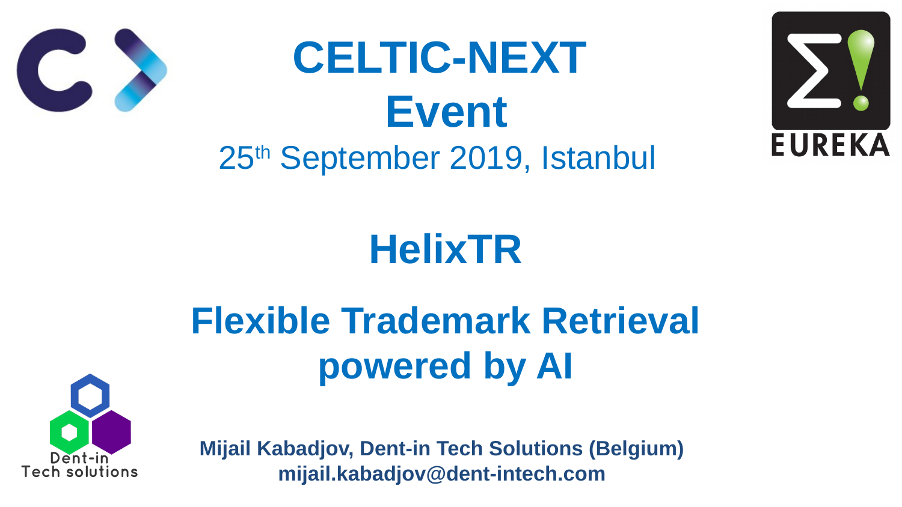# CELTIC-NEXT Event

25th September 2019, Istanbul

# HelixTR

## Flexible Trademark Retrieval powered by AI

**Mijail Kabadjov, Dent-in Tech Solutions (Belgium)**
**mijail.kabadjov@dent-intech.com**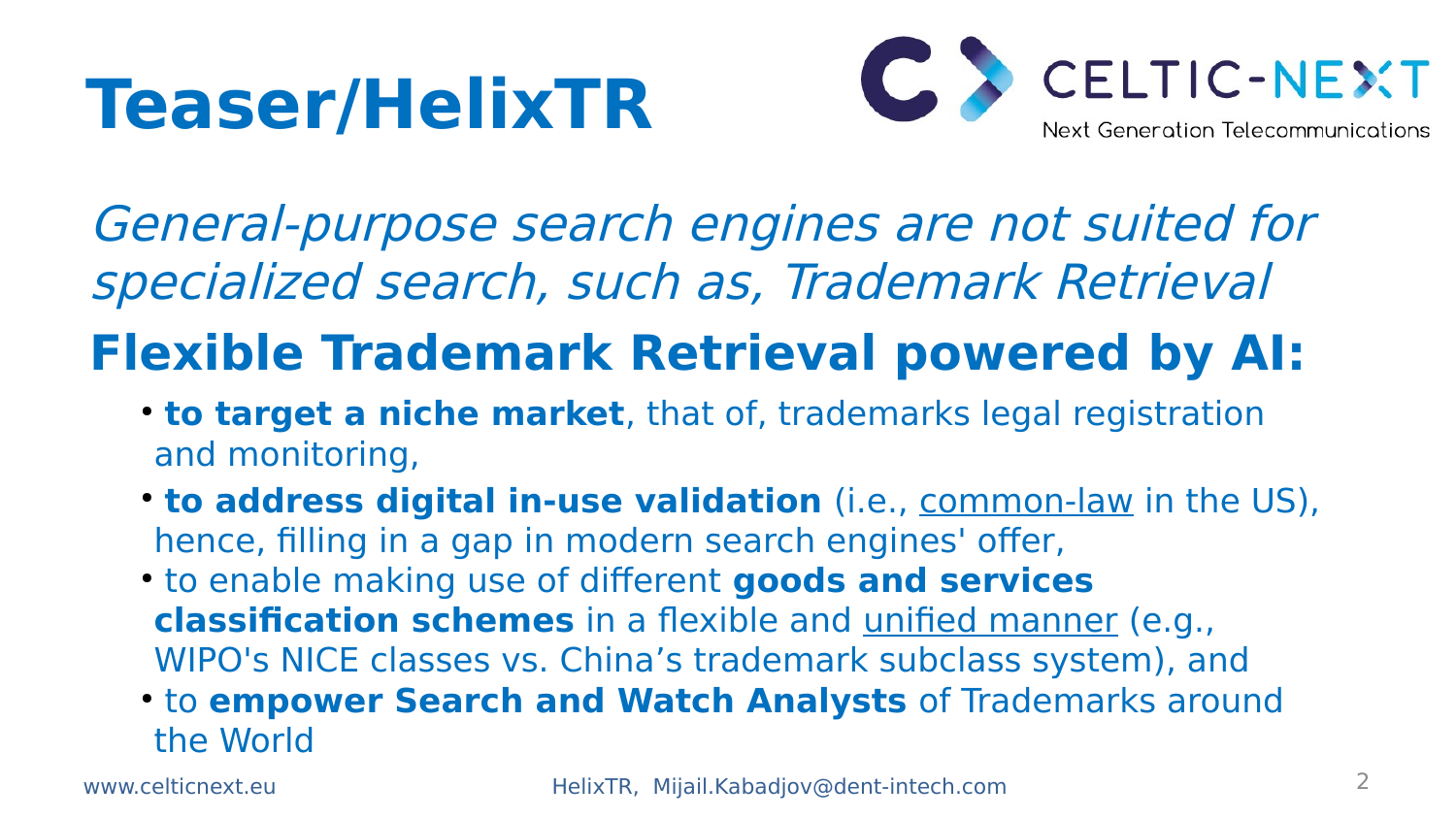# Teaser/HelixTR

*General-purpose search engines are not suited for specialized search, such as, Trademark Retrieval*

## Flexible Trademark Retrieval powered by AI:

- **to target a niche market**, that of, trademarks legal registration and monitoring,
- **to address digital in-use validation** (i.e., common-law in the US), hence, filling in a gap in modern search engines' offer,
- to enable making use of different **goods and services classification schemes** in a flexible and unified manner (e.g., WIPO's NICE classes vs. China's trademark subclass system), and
- to **empower Search and Watch Analysts** of Trademarks around the World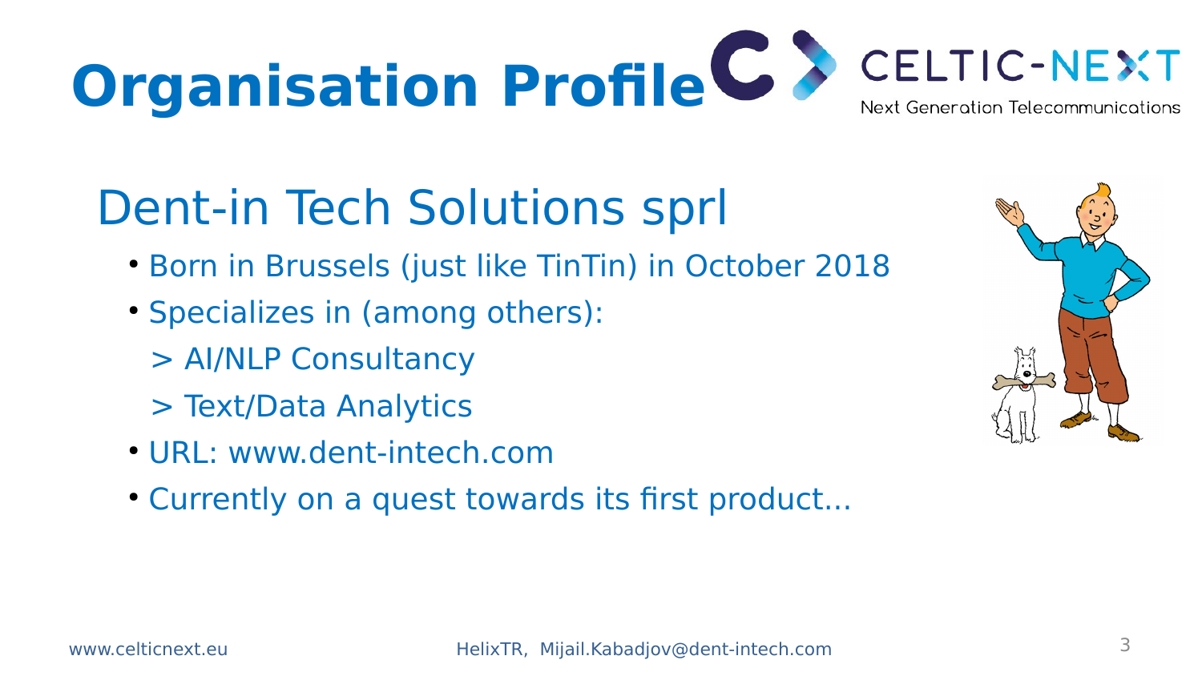# Organisation Profile

## Dent-in Tech Solutions sprl

- Born in Brussels (just like TinTin) in October 2018
- Specializes in (among others):
  > AI/NLP Consultancy
  
  > Text/Data Analytics
- URL: www.dent-intech.com
- Currently on a quest towards its first product...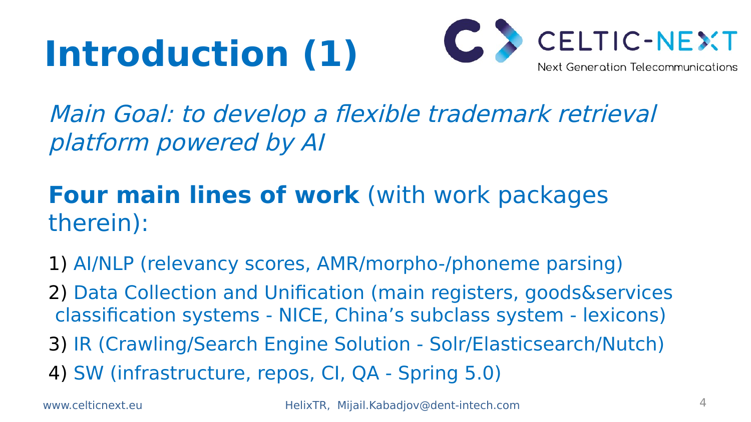# Introduction (1)

*Main Goal: to develop a flexible trademark retrieval platform powered by AI*

**Four main lines of work** (with work packages therein):

1) AI/NLP (relevancy scores, AMR/morpho-/phoneme parsing)
2) Data Collection and Unification (main registers, goods&services classification systems - NICE, China's subclass system - lexicons)
3) IR (Crawling/Search Engine Solution - Solr/Elasticsearch/Nutch)
4) SW (infrastructure, repos, CI, QA - Spring 5.0)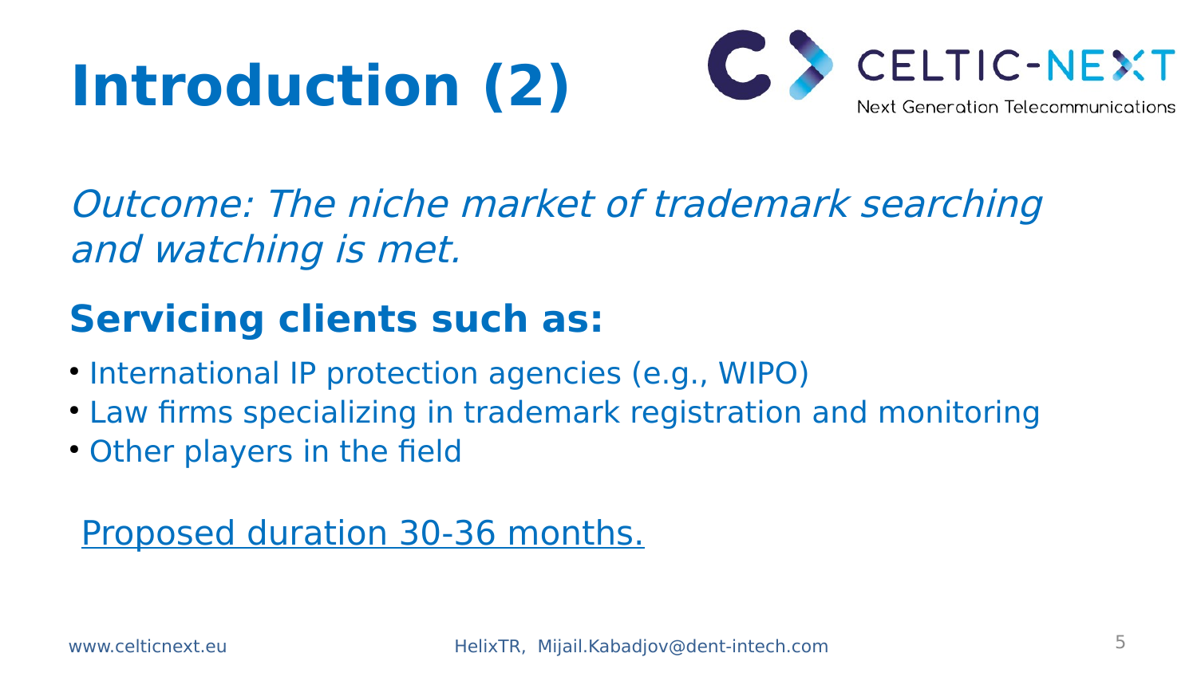# Introduction (2)

*Outcome: The niche market of trademark searching and watching is met.*

## Servicing clients such as:

- International IP protection agencies (e.g., WIPO)
- Law firms specializing in trademark registration and monitoring
- Other players in the field

Proposed duration 30-36 months.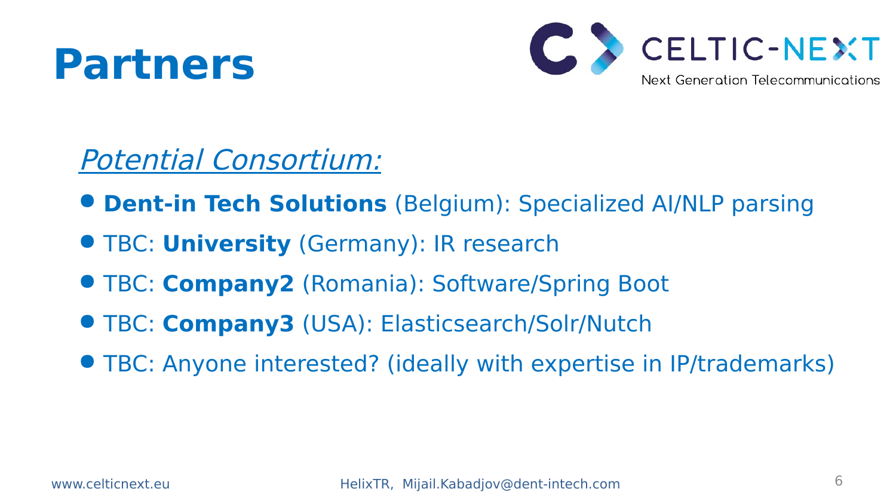# Partners

*Potential Consortium:*

- **Dent-in Tech Solutions** (Belgium): Specialized AI/NLP parsing
- TBC: **University** (Germany): IR research
- TBC: **Company2** (Romania): Software/Spring Boot
- TBC: **Company3** (USA): Elasticsearch/Solr/Nutch
- TBC: Anyone interested? (ideally with expertise in IP/trademarks)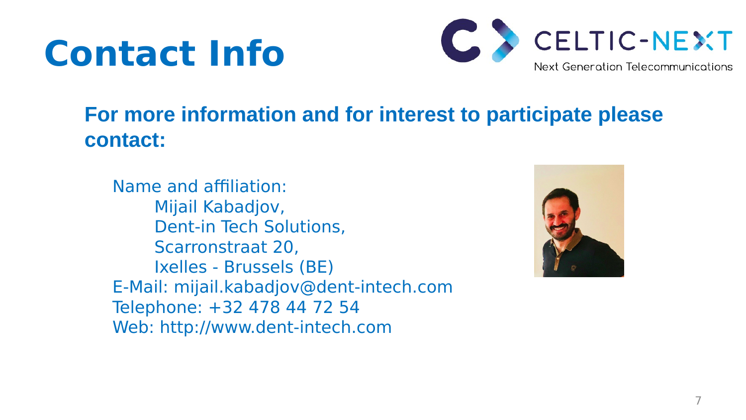# Contact Info

**For more information and for interest to participate please contact:**

Name and affiliation:
    Mijail Kabadjov,
    Dent-in Tech Solutions,
    Scarronstraat 20,
    Ixelles - Brussels (BE)
E-Mail: mijail.kabadjov@dent-intech.com
Telephone: +32 478 44 72 54
Web: http://www.dent-intech.com